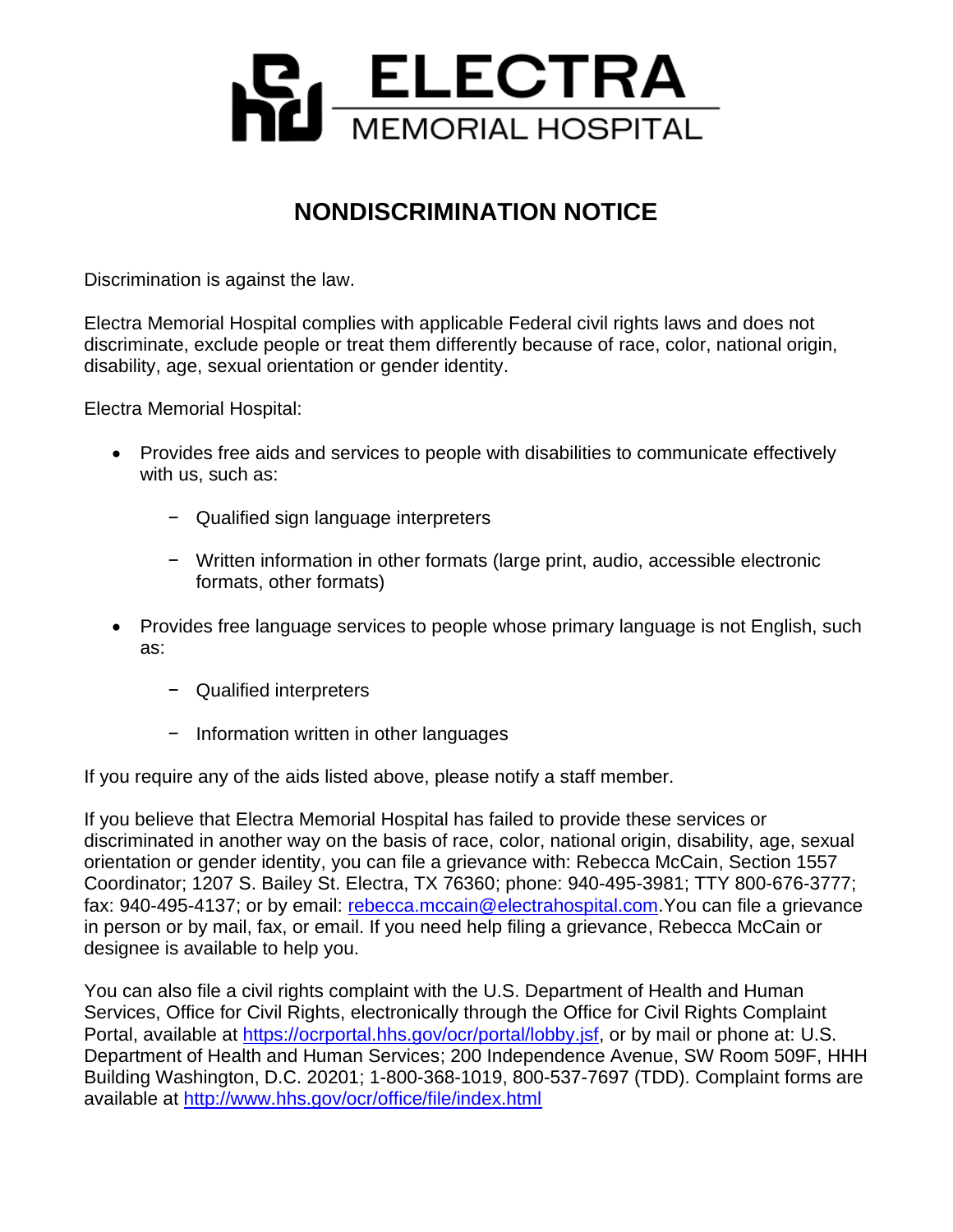# ELECTRA MEMORIAL HOSPITAL

## NONDISCRIMINATION NOTICE

Discrimination is against the law.

Electra Memorial Hospital complies with applicable Federal civil rights laws and does not discriminate, exclude people or treat them differently because of race, color, national origin, disability, age, sexual orientation or gender identity.

Electra Memorial Hospital:

- Provides free aids and services to people with disabilities to communicate effectively with us, such as:
  - Qualified sign language interpreters
  - Written information in other formats (large print, audio, accessible electronic formats, other formats)
- Provides free language services to people whose primary language is not English, such as:
  - Qualified interpreters
  - Information written in other languages

If you require any of the aids listed above, please notify a staff member.

If you believe that Electra Memorial Hospital has failed to provide these services or discriminated in another way on the basis of race, color, national origin, disability, age, sexual orientation or gender identity, you can file a grievance with: Rebecca McCain, Section 1557 Coordinator; 1207 S. Bailey St. Electra, TX 76360; phone: 940-495-3981; TTY 800-676-3777; fax: 940-495-4137; or by email: rebecca.mccain@electrahospital.com.You can file a grievance in person or by mail, fax, or email. If you need help filing a grievance, Rebecca McCain or designee is available to help you.

You can also file a civil rights complaint with the U.S. Department of Health and Human Services, Office for Civil Rights, electronically through the Office for Civil Rights Complaint Portal, available at https://ocrportal.hhs.gov/ocr/portal/lobby.jsf, or by mail or phone at: U.S. Department of Health and Human Services; 200 Independence Avenue, SW Room 509F, HHH Building Washington, D.C. 20201; 1-800-368-1019, 800-537-7697 (TDD). Complaint forms are available at http://www.hhs.gov/ocr/office/file/index.html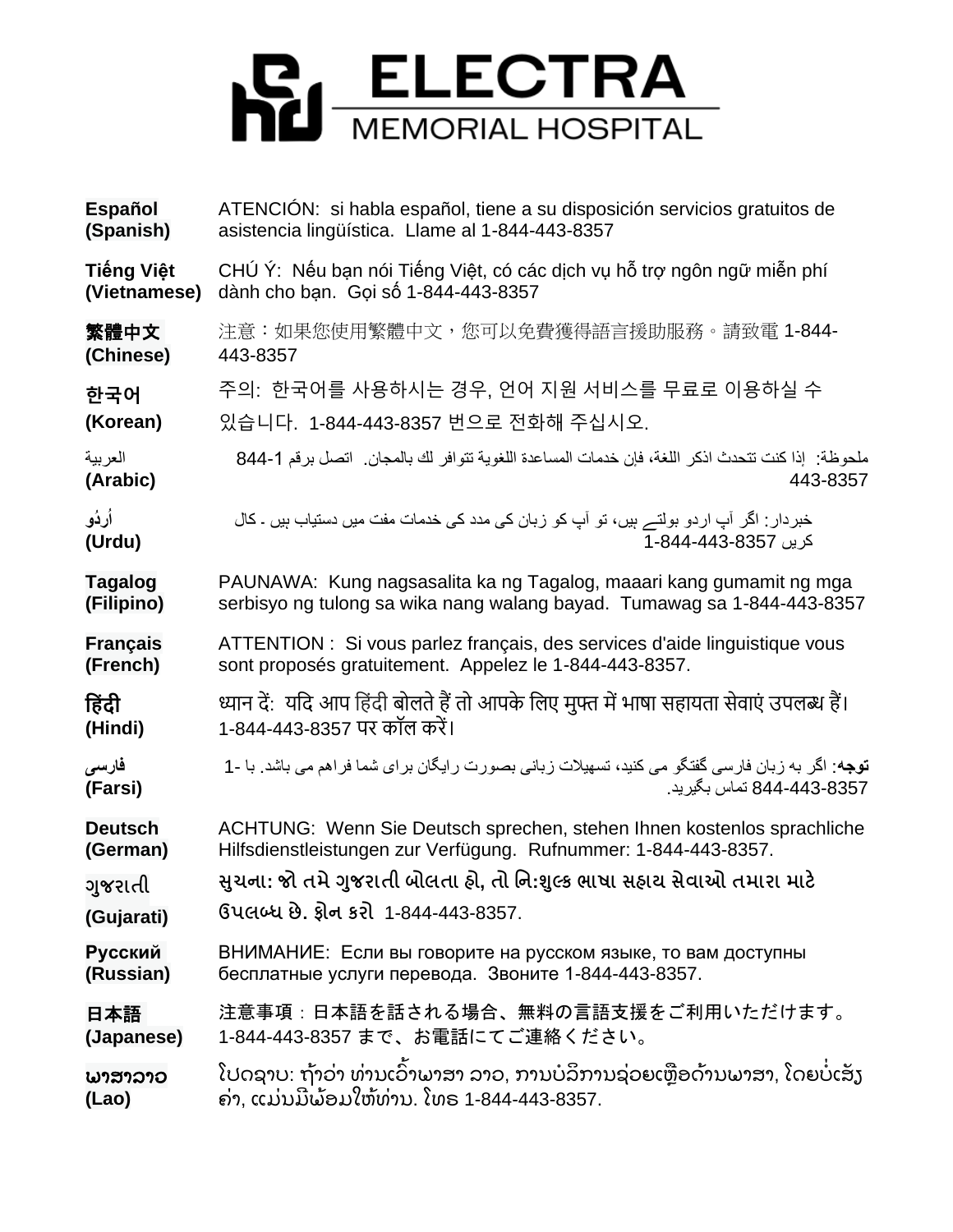# ELECTRA

MEMORIAL HOSPITAL

| | |
|---|---|
| **Español (Spanish)** | ATENCIÓN: si habla español, tiene a su disposición servicios gratuitos de asistencia lingüística. Llame al 1-844-443-8357 |
| **Tiếng Việt (Vietnamese)** | CHÚ Ý: Nếu bạn nói Tiếng Việt, có các dịch vụ hỗ trợ ngôn ngữ miễn phí dành cho bạn. Gọi số 1-844-443-8357 |
| **繁體中文 (Chinese)** | 注意：如果您使用繁體中文，您可以免費獲得語言援助服務。請致電 1-844-443-8357 |
| **한국어 (Korean)** | 주의: 한국어를 사용하시는 경우, 언어 지원 서비스를 무료로 이용하실 수 있습니다. 1-844-443-8357 번으로 전화해 주십시오. |
| العربية **(Arabic)** | ملحوظة: إذا كنت تتحدث اذكر اللغة، فإن خدمات المساعدة اللغوية تتوافر لك بالمجان. اتصل برقم 1-844-443-8357 |
| اُردُو **(Urdu)** | خبردار: اگر آپ اردو بولتے ہیں، تو آپ کو زبان کی مدد کی خدمات مفت میں دستیاب ہیں ۔ کال کریں 1-844-443-8357 |
| **Tagalog (Filipino)** | PAUNAWA: Kung nagsasalita ka ng Tagalog, maaari kang gumamit ng mga serbisyo ng tulong sa wika nang walang bayad. Tumawag sa 1-844-443-8357 |
| **Français (French)** | ATTENTION : Si vous parlez français, des services d'aide linguistique vous sont proposés gratuitement. Appelez le 1-844-443-8357. |
| **हिंदी (Hindi)** | ध्यान दें: यदि आप हिंदी बोलते हैं तो आपके लिए मुफ्त में भाषा सहायता सेवाएं उपलब्ध हैं। 1-844-443-8357 पर कॉल करें। |
| **فارسی (Farsi)** | **توجه**: اگر به زبان فارسی گفتگو می کنید، تسهیلات زبانی بصورت رایگان برای شما فراهم می باشد. با 1-844-443-8357 تماس بگیرید. |
| **Deutsch (German)** | ACHTUNG: Wenn Sie Deutsch sprechen, stehen Ihnen kostenlos sprachliche Hilfsdienstleistungen zur Verfügung. Rufnummer: 1-844-443-8357. |
| ગુજરાતી **(Gujarati)** | **સુચના: જો તમે ગુજરાતી બોલતા હો, તો નિ:શુલ્ક ભાષા સહાય સેવાઓ તમારા માટે ઉપલબ્ધ છે. ફોન કરો** 1-844-443-8357. |
| **Русский (Russian)** | ВНИМАНИЕ: Если вы говорите на русском языке, то вам доступны бесплатные услуги перевода. Звоните 1-844-443-8357. |
| **日本語 (Japanese)** | 注意事項：日本語を話される場合、無料の言語支援をご利用いただけます。1-844-443-8357 まで、お電話にてご連絡ください。 |
| **ພາສາລາວ (Lao)** | ໂປດຊາບ: ຖ້າວ່າ ທ່ານເວົ້າພາສາ ລາວ, ການບໍລິການຊ່ວຍເຫຼືອດ້ານພາສາ, ໂດຍບໍ່ເສັຽຄ່າ, ແມ່ນມີພ້ອມໃຫ້ທ່ານ. ໂທຣ 1-844-443-8357. |